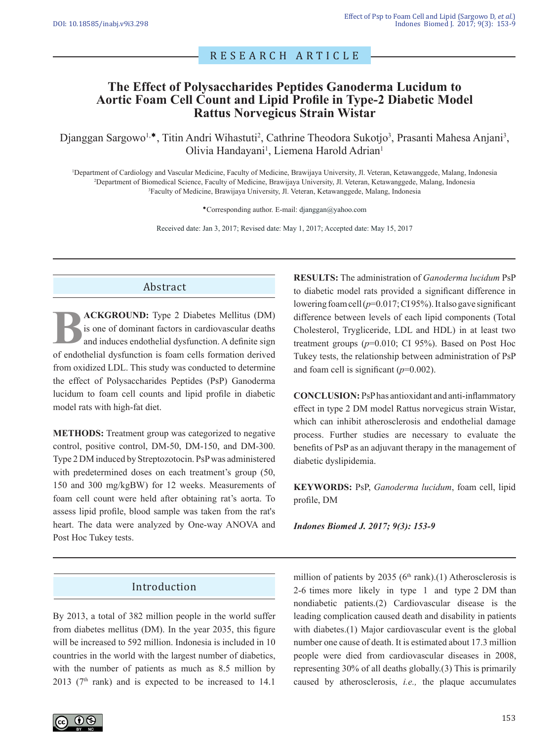RESEARCH ARTICLE

# The Effect of Polysaccharides Peptides Ganoderma Lucidum to Aortic Foam Cell Count and Lipid Profile in Type-2 Diabetic Model Rattus Norvegicus Strain Wistar

Djanggan Sargowo[1,*], Titin Andri Wihastuti[2], Cathrine Theodora Sukotjo[3], Prasanti Mahesa Anjani[3], Olivia Handayani[1], Liemena Harold Adrian[1]

[1]Department of Cardiology and Vascular Medicine, Faculty of Medicine, Brawijaya University, Jl. Veteran, Ketawanggede, Malang, Indonesia
[2]Department of Biomedical Science, Faculty of Medicine, Brawijaya University, Jl. Veteran, Ketawanggede, Malang, Indonesia
[3]Faculty of Medicine, Brawijaya University, Jl. Veteran, Ketawanggede, Malang, Indonesia

*Corresponding author. E-mail: djanggan@yahoo.com

Received date: Jan 3, 2017; Revised date: May 1, 2017; Accepted date: May 15, 2017

## Abstract

**BACKGROUND:** Type 2 Diabetes Mellitus (DM) is one of dominant factors in cardiovascular deaths and induces endothelial dysfunction. A definite sign of endothelial dysfunction is foam cells formation derived from oxidized LDL. This study was conducted to determine the effect of Polysaccharides Peptides (PsP) Ganoderma lucidum to foam cell counts and lipid profile in diabetic model rats with high-fat diet.

**METHODS:** Treatment group was categorized to negative control, positive control, DM-50, DM-150, and DM-300. Type 2 DM induced by Streptozotocin. PsP was administered with predetermined doses on each treatment's group (50, 150 and 300 mg/kgBW) for 12 weeks. Measurements of foam cell count were held after obtaining rat's aorta. To assess lipid profile, blood sample was taken from the rat's heart. The data were analyzed by One-way ANOVA and Post Hoc Tukey tests.

**RESULTS:** The administration of *Ganoderma lucidum* PsP to diabetic model rats provided a significant difference in lowering foam cell ($p$=0.017; CI 95%). It also gave significant difference between levels of each lipid components (Total Cholesterol, Trygliceride, LDL and HDL) in at least two treatment groups ($p$=0.010; CI 95%). Based on Post Hoc Tukey tests, the relationship between administration of PsP and foam cell is significant ($p$=0.002).

**CONCLUSION:** PsP has antioxidant and anti-inflammatory effect in type 2 DM model Rattus norvegicus strain Wistar, which can inhibit atherosclerosis and endothelial damage process. Further studies are necessary to evaluate the benefits of PsP as an adjuvant therapy in the management of diabetic dyslipidemia.

**KEYWORDS:** PsP, *Ganoderma lucidum*, foam cell, lipid profile, DM

***Indones Biomed J. 2017; 9(3): 153-9***

## Introduction

By 2013, a total of 382 million people in the world suffer from diabetes mellitus (DM). In the year 2035, this figure will be increased to 592 million. Indonesia is included in 10 countries in the world with the largest number of diabetics, with the number of patients as much as 8.5 million by 2013 (7th rank) and is expected to be increased to 14.1 million of patients by 2035 (6th rank).(1) Atherosclerosis is 2-6 times more likely in type 1 and type 2 DM than nondiabetic patients.(2) Cardiovascular disease is the leading complication caused death and disability in patients with diabetes.(1) Major cardiovascular event is the global number one cause of death. It is estimated about 17.3 million people were died from cardiovascular diseases in 2008, representing 30% of all deaths globally.(3) This is primarily caused by atherosclerosis, *i.e.,* the plaque accumulates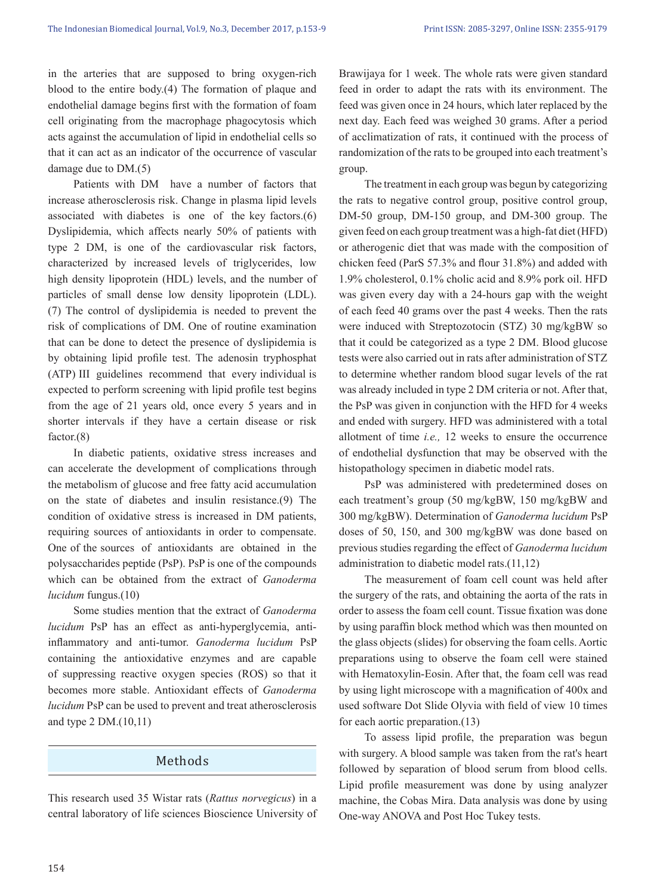in the arteries that are supposed to bring oxygen-rich blood to the entire body.(4) The formation of plaque and endothelial damage begins first with the formation of foam cell originating from the macrophage phagocytosis which acts against the accumulation of lipid in endothelial cells so that it can act as an indicator of the occurrence of vascular damage due to DM.(5)

Patients with DM have a number of factors that increase atherosclerosis risk. Change in plasma lipid levels associated with diabetes is one of the key factors.(6) Dyslipidemia, which affects nearly 50% of patients with type 2 DM, is one of the cardiovascular risk factors, characterized by increased levels of triglycerides, low high density lipoprotein (HDL) levels, and the number of particles of small dense low density lipoprotein (LDL).(7) The control of dyslipidemia is needed to prevent the risk of complications of DM. One of routine examination that can be done to detect the presence of dyslipidemia is by obtaining lipid profile test. The adenosin tryphosphat (ATP) III guidelines recommend that every individual is expected to perform screening with lipid profile test begins from the age of 21 years old, once every 5 years and in shorter intervals if they have a certain disease or risk factor.(8)

In diabetic patients, oxidative stress increases and can accelerate the development of complications through the metabolism of glucose and free fatty acid accumulation on the state of diabetes and insulin resistance.(9) The condition of oxidative stress is increased in DM patients, requiring sources of antioxidants in order to compensate. One of the sources of antioxidants are obtained in the polysaccharides peptide (PsP). PsP is one of the compounds which can be obtained from the extract of *Ganoderma lucidum* fungus.(10)

Some studies mention that the extract of *Ganoderma lucidum* PsP has an effect as anti-hyperglycemia, anti-inflammatory and anti-tumor. *Ganoderma lucidum* PsP containing the antioxidative enzymes and are capable of suppressing reactive oxygen species (ROS) so that it becomes more stable. Antioxidant effects of *Ganoderma lucidum* PsP can be used to prevent and treat atherosclerosis and type 2 DM.(10,11)

## Methods

This research used 35 Wistar rats (*Rattus norvegicus*) in a central laboratory of life sciences Bioscience University of Brawijaya for 1 week. The whole rats were given standard feed in order to adapt the rats with its environment. The feed was given once in 24 hours, which later replaced by the next day. Each feed was weighed 30 grams. After a period of acclimatization of rats, it continued with the process of randomization of the rats to be grouped into each treatment's group.

The treatment in each group was begun by categorizing the rats to negative control group, positive control group, DM-50 group, DM-150 group, and DM-300 group. The given feed on each group treatment was a high-fat diet (HFD) or atherogenic diet that was made with the composition of chicken feed (ParS 57.3% and flour 31.8%) and added with 1.9% cholesterol, 0.1% cholic acid and 8.9% pork oil. HFD was given every day with a 24-hours gap with the weight of each feed 40 grams over the past 4 weeks. Then the rats were induced with Streptozotocin (STZ) 30 mg/kgBW so that it could be categorized as a type 2 DM. Blood glucose tests were also carried out in rats after administration of STZ to determine whether random blood sugar levels of the rat was already included in type 2 DM criteria or not. After that, the PsP was given in conjunction with the HFD for 4 weeks and ended with surgery. HFD was administered with a total allotment of time *i.e.,* 12 weeks to ensure the occurrence of endothelial dysfunction that may be observed with the histopathology specimen in diabetic model rats.

PsP was administered with predetermined doses on each treatment's group (50 mg/kgBW, 150 mg/kgBW and 300 mg/kgBW). Determination of *Ganoderma lucidum* PsP doses of 50, 150, and 300 mg/kgBW was done based on previous studies regarding the effect of *Ganoderma lucidum* administration to diabetic model rats.(11,12)

The measurement of foam cell count was held after the surgery of the rats, and obtaining the aorta of the rats in order to assess the foam cell count. Tissue fixation was done by using paraffin block method which was then mounted on the glass objects (slides) for observing the foam cells. Aortic preparations using to observe the foam cell were stained with Hematoxylin-Eosin. After that, the foam cell was read by using light microscope with a magnification of 400x and used software Dot Slide Olyvia with field of view 10 times for each aortic preparation.(13)

To assess lipid profile, the preparation was begun with surgery. A blood sample was taken from the rat's heart followed by separation of blood serum from blood cells. Lipid profile measurement was done by using analyzer machine, the Cobas Mira. Data analysis was done by using One-way ANOVA and Post Hoc Tukey tests.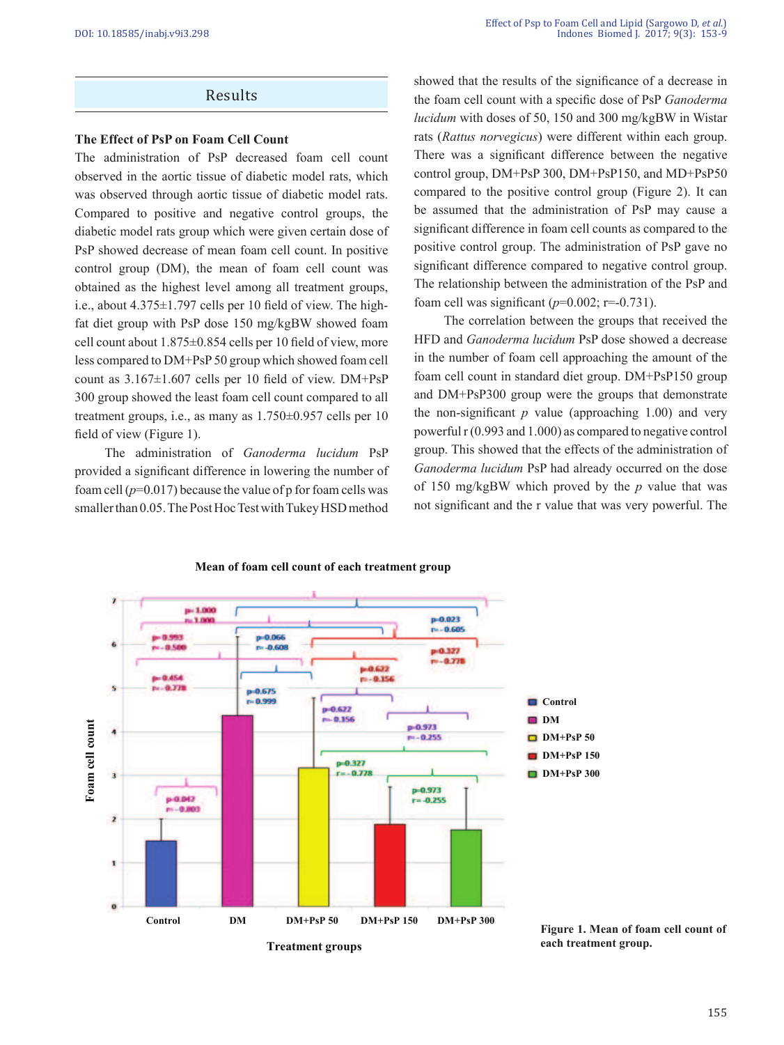## Results

### The Effect of PsP on Foam Cell Count

The administration of PsP decreased foam cell count observed in the aortic tissue of diabetic model rats, which was observed through aortic tissue of diabetic model rats. Compared to positive and negative control groups, the diabetic model rats group which were given certain dose of PsP showed decrease of mean foam cell count. In positive control group (DM), the mean of foam cell count was obtained as the highest level among all treatment groups, i.e., about 4.375±1.797 cells per 10 field of view. The high-fat diet group with PsP dose 150 mg/kgBW showed foam cell count about 1.875±0.854 cells per 10 field of view, more less compared to DM+PsP 50 group which showed foam cell count as 3.167±1.607 cells per 10 field of view. DM+PsP 300 group showed the least foam cell count compared to all treatment groups, i.e., as many as 1.750±0.957 cells per 10 field of view (Figure 1).

The administration of *Ganoderma lucidum* PsP provided a significant difference in lowering the number of foam cell ($p$=0.017) because the value of p for foam cells was smaller than 0.05. The Post Hoc Test with Tukey HSD method showed that the results of the significance of a decrease in the foam cell count with a specific dose of PsP *Ganoderma lucidum* with doses of 50, 150 and 300 mg/kgBW in Wistar rats (*Rattus norvegicus*) were different within each group. There was a significant difference between the negative control group, DM+PsP 300, DM+PsP150, and MD+PsP50 compared to the positive control group (Figure 2). It can be assumed that the administration of PsP may cause a significant difference in foam cell counts as compared to the positive control group. The administration of PsP gave no significant difference compared to negative control group. The relationship between the administration of the PsP and foam cell was significant ($p$=0.002; r=-0.731).

The correlation between the groups that received the HFD and *Ganoderma lucidum* PsP dose showed a decrease in the number of foam cell approaching the amount of the foam cell count in standard diet group. DM+PsP150 group and DM+PsP300 group were the groups that demonstrate the non-significant $p$ value (approaching 1.00) and very powerful r (0.993 and 1.000) as compared to negative control group. This showed that the effects of the administration of *Ganoderma lucidum* PsP had already occurred on the dose of 150 mg/kgBW which proved by the $p$ value that was not significant and the r value that was very powerful. The

**Figure 1. Mean of foam cell count of each treatment group.**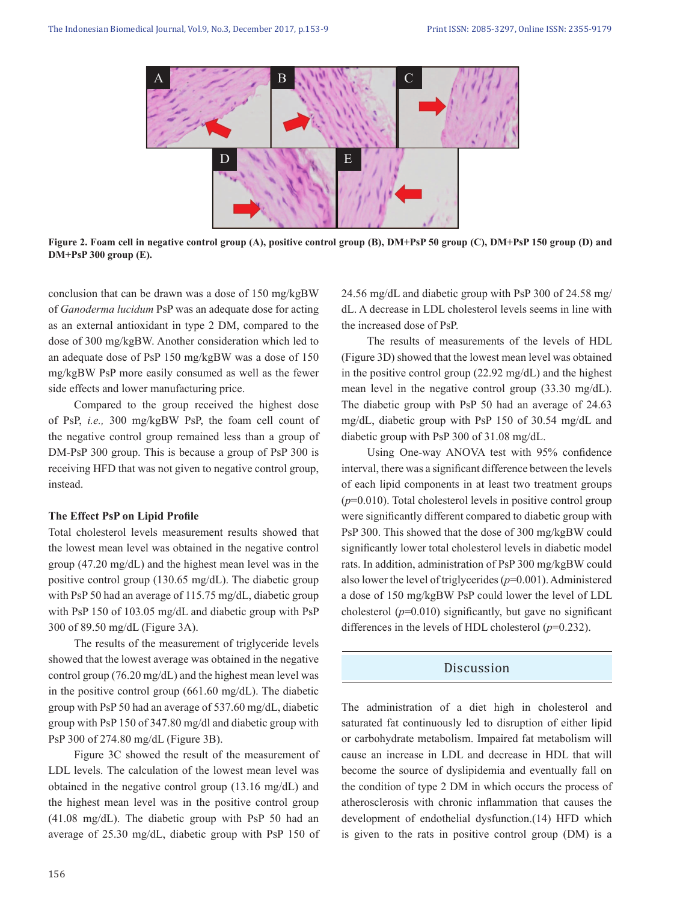**Figure 2. Foam cell in negative control group (A), positive control group (B), DM+PsP 50 group (C), DM+PsP 150 group (D) and DM+PsP 300 group (E).**

conclusion that can be drawn was a dose of 150 mg/kgBW of *Ganoderma lucidum* PsP was an adequate dose for acting as an external antioxidant in type 2 DM, compared to the dose of 300 mg/kgBW. Another consideration which led to an adequate dose of PsP 150 mg/kgBW was a dose of 150 mg/kgBW PsP more easily consumed as well as the fewer side effects and lower manufacturing price.

Compared to the group received the highest dose of PsP, *i.e.,* 300 mg/kgBW PsP, the foam cell count of the negative control group remained less than a group of DM-PsP 300 group. This is because a group of PsP 300 is receiving HFD that was not given to negative control group, instead.

**The Effect PsP on Lipid Profile**

Total cholesterol levels measurement results showed that the lowest mean level was obtained in the negative control group (47.20 mg/dL) and the highest mean level was in the positive control group (130.65 mg/dL). The diabetic group with PsP 50 had an average of 115.75 mg/dL, diabetic group with PsP 150 of 103.05 mg/dL and diabetic group with PsP 300 of 89.50 mg/dL (Figure 3A).

The results of the measurement of triglyceride levels showed that the lowest average was obtained in the negative control group (76.20 mg/dL) and the highest mean level was in the positive control group (661.60 mg/dL). The diabetic group with PsP 50 had an average of 537.60 mg/dL, diabetic group with PsP 150 of 347.80 mg/dl and diabetic group with PsP 300 of 274.80 mg/dL (Figure 3B).

Figure 3C showed the result of the measurement of LDL levels. The calculation of the lowest mean level was obtained in the negative control group (13.16 mg/dL) and the highest mean level was in the positive control group (41.08 mg/dL). The diabetic group with PsP 50 had an average of 25.30 mg/dL, diabetic group with PsP 150 of 24.56 mg/dL and diabetic group with PsP 300 of 24.58 mg/dL. A decrease in LDL cholesterol levels seems in line with the increased dose of PsP.

The results of measurements of the levels of HDL (Figure 3D) showed that the lowest mean level was obtained in the positive control group (22.92 mg/dL) and the highest mean level in the negative control group (33.30 mg/dL). The diabetic group with PsP 50 had an average of 24.63 mg/dL, diabetic group with PsP 150 of 30.54 mg/dL and diabetic group with PsP 300 of 31.08 mg/dL.

Using One-way ANOVA test with 95% confidence interval, there was a significant difference between the levels of each lipid components in at least two treatment groups ($p$=0.010). Total cholesterol levels in positive control group were significantly different compared to diabetic group with PsP 300. This showed that the dose of 300 mg/kgBW could significantly lower total cholesterol levels in diabetic model rats. In addition, administration of PsP 300 mg/kgBW could also lower the level of triglycerides ($p$=0.001). Administered a dose of 150 mg/kgBW PsP could lower the level of LDL cholesterol ($p$=0.010) significantly, but gave no significant differences in the levels of HDL cholesterol ($p$=0.232).

## Discussion

The administration of a diet high in cholesterol and saturated fat continuously led to disruption of either lipid or carbohydrate metabolism. Impaired fat metabolism will cause an increase in LDL and decrease in HDL that will become the source of dyslipidemia and eventually fall on the condition of type 2 DM in which occurs the process of atherosclerosis with chronic inflammation that causes the development of endothelial dysfunction.(14) HFD which is given to the rats in positive control group (DM) is a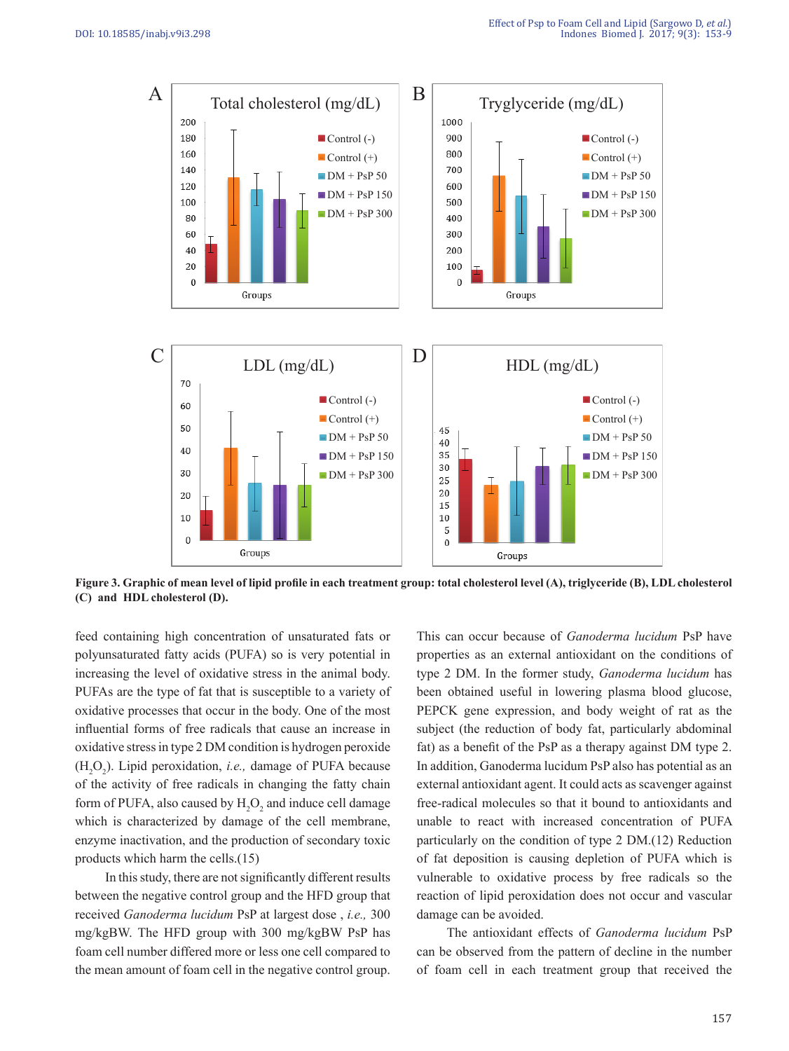Figure 3. Graphic of mean level of lipid profile in each treatment group: total cholesterol level (A), triglyceride (B), LDL cholesterol (C) and HDL cholesterol (D).

feed containing high concentration of unsaturated fats or polyunsaturated fatty acids (PUFA) so is very potential in increasing the level of oxidative stress in the animal body. PUFAs are the type of fat that is susceptible to a variety of oxidative processes that occur in the body. One of the most influential forms of free radicals that cause an increase in oxidative stress in type 2 DM condition is hydrogen peroxide ($H_2O_2$). Lipid peroxidation, *i.e.,* damage of PUFA because of the activity of free radicals in changing the fatty chain form of PUFA, also caused by $H_2O_2$ and induce cell damage which is characterized by damage of the cell membrane, enzyme inactivation, and the production of secondary toxic products which harm the cells.(15)

In this study, there are not significantly different results between the negative control group and the HFD group that received *Ganoderma lucidum* PsP at largest dose , *i.e.,* 300 mg/kgBW. The HFD group with 300 mg/kgBW PsP has foam cell number differed more or less one cell compared to the mean amount of foam cell in the negative control group. This can occur because of *Ganoderma lucidum* PsP have properties as an external antioxidant on the conditions of type 2 DM. In the former study, *Ganoderma lucidum* has been obtained useful in lowering plasma blood glucose, PEPCK gene expression, and body weight of rat as the subject (the reduction of body fat, particularly abdominal fat) as a benefit of the PsP as a therapy against DM type 2. In addition, Ganoderma lucidum PsP also has potential as an external antioxidant agent. It could acts as scavenger against free-radical molecules so that it bound to antioxidants and unable to react with increased concentration of PUFA particularly on the condition of type 2 DM.(12) Reduction of fat deposition is causing depletion of PUFA which is vulnerable to oxidative process by free radicals so the reaction of lipid peroxidation does not occur and vascular damage can be avoided.

The antioxidant effects of *Ganoderma lucidum* PsP can be observed from the pattern of decline in the number of foam cell in each treatment group that received the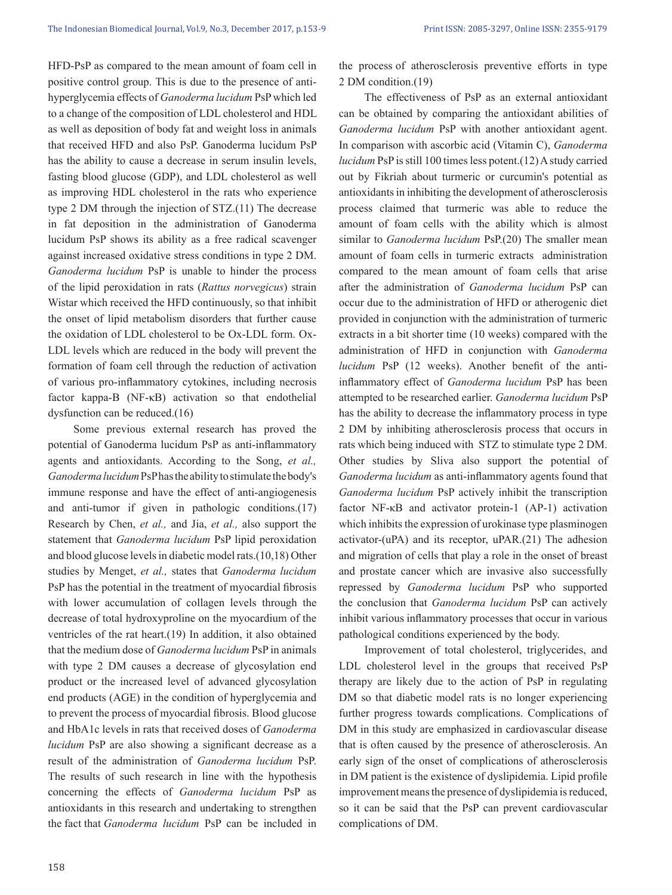HFD-PsP as compared to the mean amount of foam cell in positive control group. This is due to the presence of anti-hyperglycemia effects of *Ganoderma lucidum* PsP which led to a change of the composition of LDL cholesterol and HDL as well as deposition of body fat and weight loss in animals that received HFD and also PsP. Ganoderma lucidum PsP has the ability to cause a decrease in serum insulin levels, fasting blood glucose (GDP), and LDL cholesterol as well as improving HDL cholesterol in the rats who experience type 2 DM through the injection of STZ.(11) The decrease in fat deposition in the administration of Ganoderma lucidum PsP shows its ability as a free radical scavenger against increased oxidative stress conditions in type 2 DM. *Ganoderma lucidum* PsP is unable to hinder the process of the lipid peroxidation in rats (*Rattus norvegicus*) strain Wistar which received the HFD continuously, so that inhibit the onset of lipid metabolism disorders that further cause the oxidation of LDL cholesterol to be Ox-LDL form. Ox-LDL levels which are reduced in the body will prevent the formation of foam cell through the reduction of activation of various pro-inflammatory cytokines, including necrosis factor kappa-B (NF-κB) activation so that endothelial dysfunction can be reduced.(16)

Some previous external research has proved the potential of Ganoderma lucidum PsP as anti-inflammatory agents and antioxidants. According to the Song, *et al., Ganoderma lucidum* PsP has the ability to stimulate the body's immune response and have the effect of anti-angiogenesis and anti-tumor if given in pathologic conditions.(17) Research by Chen, *et al.,* and Jia, *et al.,* also support the statement that *Ganoderma lucidum* PsP lipid peroxidation and blood glucose levels in diabetic model rats.(10,18) Other studies by Menget, *et al.,* states that *Ganoderma lucidum* PsP has the potential in the treatment of myocardial fibrosis with lower accumulation of collagen levels through the decrease of total hydroxyproline on the myocardium of the ventricles of the rat heart.(19) In addition, it also obtained that the medium dose of *Ganoderma lucidum* PsP in animals with type 2 DM causes a decrease of glycosylation end product or the increased level of advanced glycosylation end products (AGE) in the condition of hyperglycemia and to prevent the process of myocardial fibrosis. Blood glucose and HbA1c levels in rats that received doses of *Ganoderma lucidum* PsP are also showing a significant decrease as a result of the administration of *Ganoderma lucidum* PsP. The results of such research in line with the hypothesis concerning the effects of *Ganoderma lucidum* PsP as antioxidants in this research and undertaking to strengthen the fact that *Ganoderma lucidum* PsP can be included in the process of atherosclerosis preventive efforts in type 2 DM condition.(19)

The effectiveness of PsP as an external antioxidant can be obtained by comparing the antioxidant abilities of *Ganoderma lucidum* PsP with another antioxidant agent. In comparison with ascorbic acid (Vitamin C), *Ganoderma lucidum* PsP is still 100 times less potent.(12) A study carried out by Fikriah about turmeric or curcumin's potential as antioxidants in inhibiting the development of atherosclerosis process claimed that turmeric was able to reduce the amount of foam cells with the ability which is almost similar to *Ganoderma lucidum* PsP.(20) The smaller mean amount of foam cells in turmeric extracts administration compared to the mean amount of foam cells that arise after the administration of *Ganoderma lucidum* PsP can occur due to the administration of HFD or atherogenic diet provided in conjunction with the administration of turmeric extracts in a bit shorter time (10 weeks) compared with the administration of HFD in conjunction with *Ganoderma lucidum* PsP (12 weeks). Another benefit of the anti-inflammatory effect of *Ganoderma lucidum* PsP has been attempted to be researched earlier. *Ganoderma lucidum* PsP has the ability to decrease the inflammatory process in type 2 DM by inhibiting atherosclerosis process that occurs in rats which being induced with STZ to stimulate type 2 DM. Other studies by Sliva also support the potential of *Ganoderma lucidum* as anti-inflammatory agents found that *Ganoderma lucidum* PsP actively inhibit the transcription factor NF-κB and activator protein-1 (AP-1) activation which inhibits the expression of urokinase type plasminogen activator-(uPA) and its receptor, uPAR.(21) The adhesion and migration of cells that play a role in the onset of breast and prostate cancer which are invasive also successfully repressed by *Ganoderma lucidum* PsP who supported the conclusion that *Ganoderma lucidum* PsP can actively inhibit various inflammatory processes that occur in various pathological conditions experienced by the body.

Improvement of total cholesterol, triglycerides, and LDL cholesterol level in the groups that received PsP therapy are likely due to the action of PsP in regulating DM so that diabetic model rats is no longer experiencing further progress towards complications. Complications of DM in this study are emphasized in cardiovascular disease that is often caused by the presence of atherosclerosis. An early sign of the onset of complications of atherosclerosis in DM patient is the existence of dyslipidemia. Lipid profile improvement means the presence of dyslipidemia is reduced, so it can be said that the PsP can prevent cardiovascular complications of DM.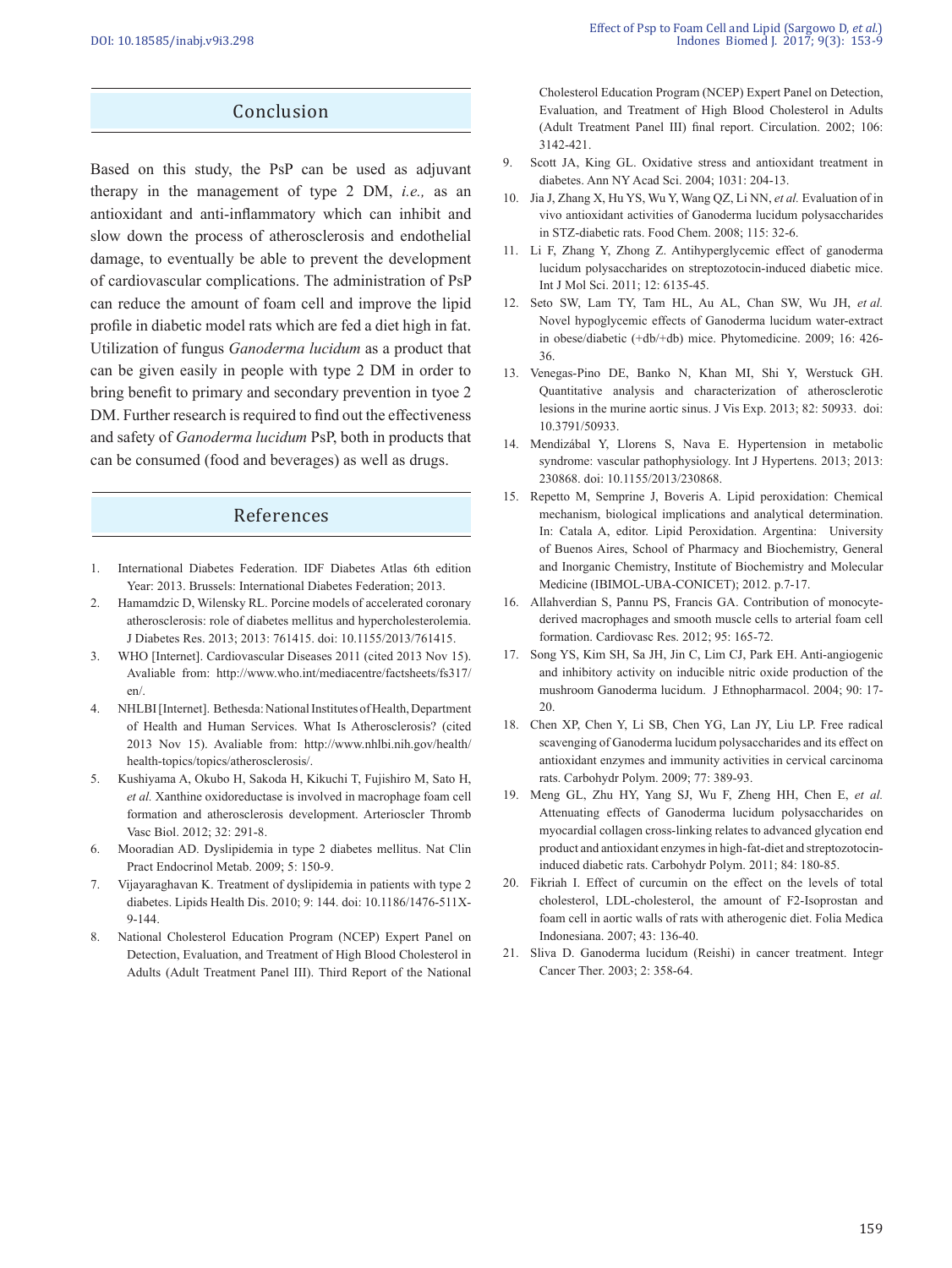## Conclusion

Based on this study, the PsP can be used as adjuvant therapy in the management of type 2 DM, *i.e.,* as an antioxidant and anti-inflammatory which can inhibit and slow down the process of atherosclerosis and endothelial damage, to eventually be able to prevent the development of cardiovascular complications. The administration of PsP can reduce the amount of foam cell and improve the lipid profile in diabetic model rats which are fed a diet high in fat. Utilization of fungus *Ganoderma lucidum* as a product that can be given easily in people with type 2 DM in order to bring benefit to primary and secondary prevention in tyoe 2 DM. Further research is required to find out the effectiveness and safety of *Ganoderma lucidum* PsP, both in products that can be consumed (food and beverages) as well as drugs.

## References

1. International Diabetes Federation. IDF Diabetes Atlas 6th edition Year: 2013. Brussels: International Diabetes Federation; 2013.
2. Hamamdzic D, Wilensky RL. Porcine models of accelerated coronary atherosclerosis: role of diabetes mellitus and hypercholesterolemia. J Diabetes Res. 2013; 2013: 761415. doi: 10.1155/2013/761415.
3. WHO [Internet]. Cardiovascular Diseases 2011 (cited 2013 Nov 15). Avaliable from: http://www.who.int/mediacentre/factsheets/fs317/en/.
4. NHLBI [Internet]. Bethesda: National Institutes of Health, Department of Health and Human Services. What Is Atherosclerosis? (cited 2013 Nov 15). Avaliable from: http://www.nhlbi.nih.gov/health/health-topics/topics/atherosclerosis/.
5. Kushiyama A, Okubo H, Sakoda H, Kikuchi T, Fujishiro M, Sato H, *et al.* Xanthine oxidoreductase is involved in macrophage foam cell formation and atherosclerosis development. Arterioscler Thromb Vasc Biol. 2012; 32: 291-8.
6. Mooradian AD. Dyslipidemia in type 2 diabetes mellitus. Nat Clin Pract Endocrinol Metab. 2009; 5: 150-9.
7. Vijayaraghavan K. Treatment of dyslipidemia in patients with type 2 diabetes. Lipids Health Dis. 2010; 9: 144. doi: 10.1186/1476-511X-9-144.
8. National Cholesterol Education Program (NCEP) Expert Panel on Detection, Evaluation, and Treatment of High Blood Cholesterol in Adults (Adult Treatment Panel III). Third Report of the National Cholesterol Education Program (NCEP) Expert Panel on Detection, Evaluation, and Treatment of High Blood Cholesterol in Adults (Adult Treatment Panel III) final report. Circulation. 2002; 106: 3142-421.
9. Scott JA, King GL. Oxidative stress and antioxidant treatment in diabetes. Ann NY Acad Sci. 2004; 1031: 204-13.
10. Jia J, Zhang X, Hu YS, Wu Y, Wang QZ, Li NN, *et al.* Evaluation of in vivo antioxidant activities of Ganoderma lucidum polysaccharides in STZ-diabetic rats. Food Chem. 2008; 115: 32-6.
11. Li F, Zhang Y, Zhong Z. Antihyperglycemic effect of ganoderma lucidum polysaccharides on streptozotocin-induced diabetic mice. Int J Mol Sci. 2011; 12: 6135-45.
12. Seto SW, Lam TY, Tam HL, Au AL, Chan SW, Wu JH, *et al.* Novel hypoglycemic effects of Ganoderma lucidum water-extract in obese/diabetic (+db/+db) mice. Phytomedicine. 2009; 16: 426-36.
13. Venegas-Pino DE, Banko N, Khan MI, Shi Y, Werstuck GH. Quantitative analysis and characterization of atherosclerotic lesions in the murine aortic sinus. J Vis Exp. 2013; 82: 50933. doi: 10.3791/50933.
14. Mendizábal Y, Llorens S, Nava E. Hypertension in metabolic syndrome: vascular pathophysiology. Int J Hypertens. 2013; 2013: 230868. doi: 10.1155/2013/230868.
15. Repetto M, Semprine J, Boveris A. Lipid peroxidation: Chemical mechanism, biological implications and analytical determination. In: Catala A, editor. Lipid Peroxidation. Argentina: University of Buenos Aires, School of Pharmacy and Biochemistry, General and Inorganic Chemistry, Institute of Biochemistry and Molecular Medicine (IBIMOL-UBA-CONICET); 2012. p.7-17.
16. Allahverdian S, Pannu PS, Francis GA. Contribution of monocyte-derived macrophages and smooth muscle cells to arterial foam cell formation. Cardiovasc Res. 2012; 95: 165-72.
17. Song YS, Kim SH, Sa JH, Jin C, Lim CJ, Park EH. Anti-angiogenic and inhibitory activity on inducible nitric oxide production of the mushroom Ganoderma lucidum. J Ethnopharmacol. 2004; 90: 17-20.
18. Chen XP, Chen Y, Li SB, Chen YG, Lan JY, Liu LP. Free radical scavenging of Ganoderma lucidum polysaccharides and its effect on antioxidant enzymes and immunity activities in cervical carcinoma rats. Carbohydr Polym. 2009; 77: 389-93.
19. Meng GL, Zhu HY, Yang SJ, Wu F, Zheng HH, Chen E, *et al.* Attenuating effects of Ganoderma lucidum polysaccharides on myocardial collagen cross-linking relates to advanced glycation end product and antioxidant enzymes in high-fat-diet and streptozotocin-induced diabetic rats. Carbohydr Polym. 2011; 84: 180-85.
20. Fikriah I. Effect of curcumin on the effect on the levels of total cholesterol, LDL-cholesterol, the amount of F2-Isoprostan and foam cell in aortic walls of rats with atherogenic diet. Folia Medica Indonesiana. 2007; 43: 136-40.
21. Sliva D. Ganoderma lucidum (Reishi) in cancer treatment. Integr Cancer Ther. 2003; 2: 358-64.